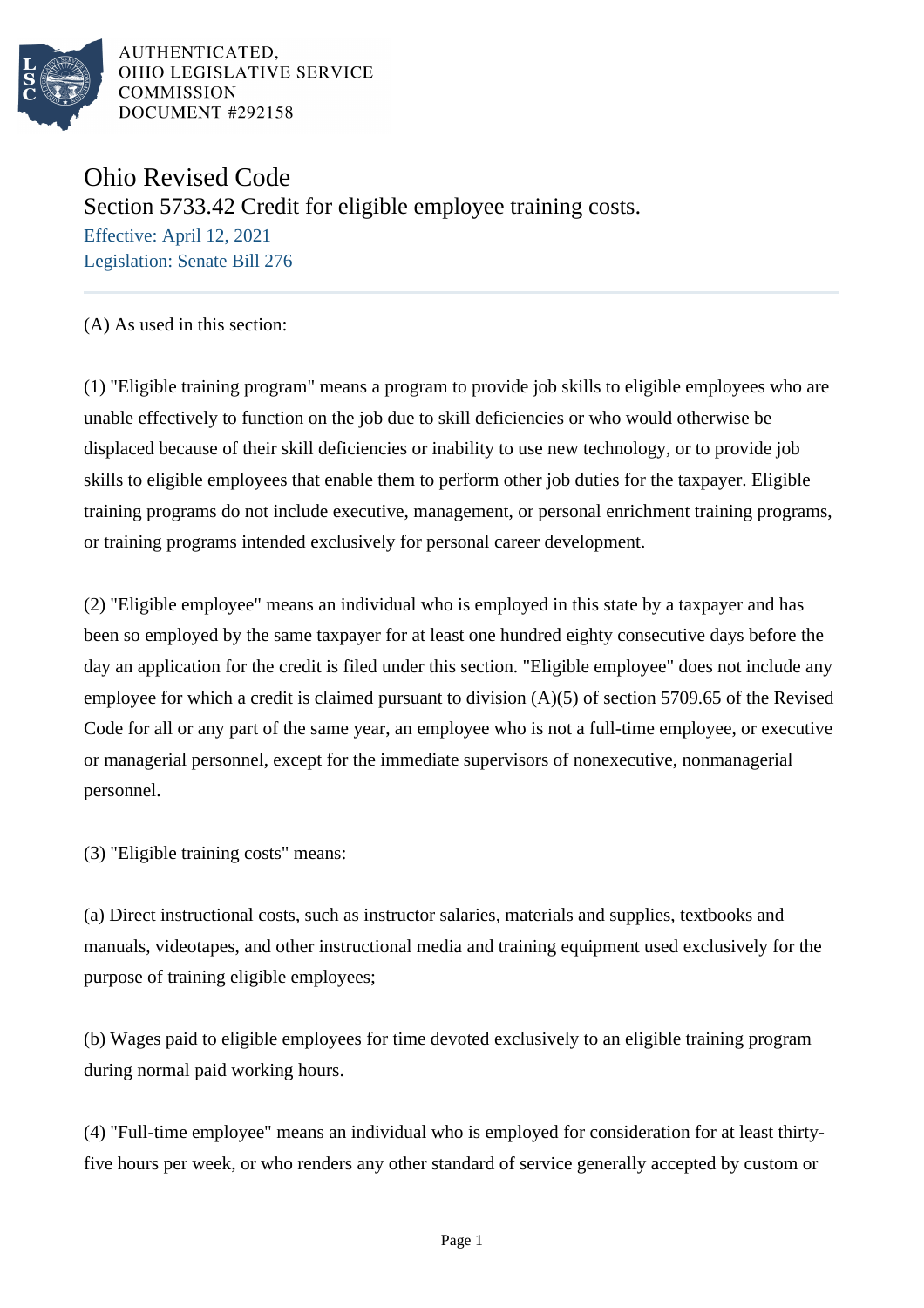AUTHENTICATED,
OHIO LEGISLATIVE SERVICE
COMMISSION
DOCUMENT #292158

# Ohio Revised Code

## Section 5733.42 Credit for eligible employee training costs.

Effective: April 12, 2021
Legislation: Senate Bill 276

---

(A) As used in this section:

(1) "Eligible training program" means a program to provide job skills to eligible employees who are unable effectively to function on the job due to skill deficiencies or who would otherwise be displaced because of their skill deficiencies or inability to use new technology, or to provide job skills to eligible employees that enable them to perform other job duties for the taxpayer. Eligible training programs do not include executive, management, or personal enrichment training programs, or training programs intended exclusively for personal career development.

(2) "Eligible employee" means an individual who is employed in this state by a taxpayer and has been so employed by the same taxpayer for at least one hundred eighty consecutive days before the day an application for the credit is filed under this section. "Eligible employee" does not include any employee for which a credit is claimed pursuant to division (A)(5) of section 5709.65 of the Revised Code for all or any part of the same year, an employee who is not a full-time employee, or executive or managerial personnel, except for the immediate supervisors of nonexecutive, nonmanagerial personnel.

(3) "Eligible training costs" means:

(a) Direct instructional costs, such as instructor salaries, materials and supplies, textbooks and manuals, videotapes, and other instructional media and training equipment used exclusively for the purpose of training eligible employees;

(b) Wages paid to eligible employees for time devoted exclusively to an eligible training program during normal paid working hours.

(4) "Full-time employee" means an individual who is employed for consideration for at least thirty-five hours per week, or who renders any other standard of service generally accepted by custom or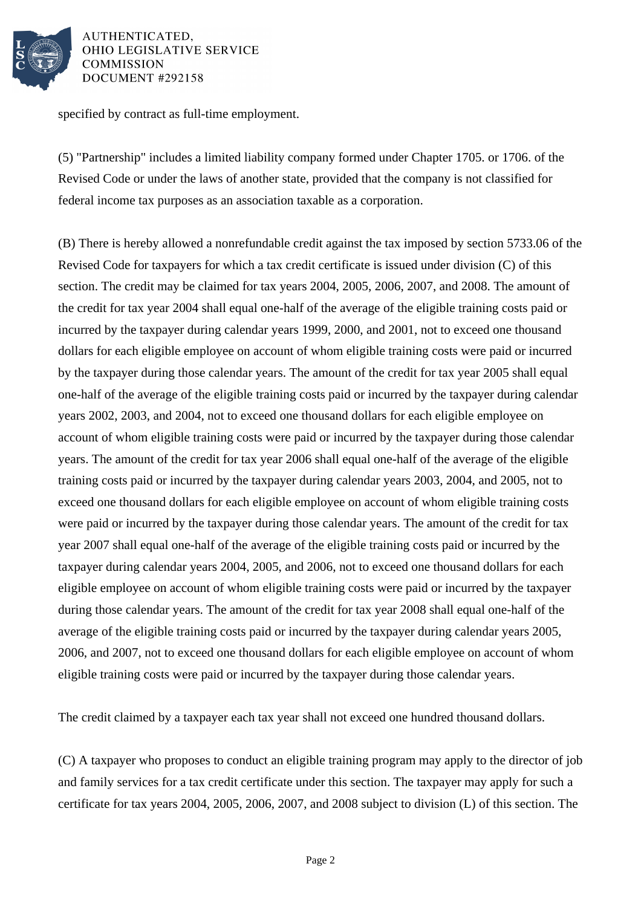specified by contract as full-time employment.

(5) "Partnership" includes a limited liability company formed under Chapter 1705. or 1706. of the Revised Code or under the laws of another state, provided that the company is not classified for federal income tax purposes as an association taxable as a corporation.

(B) There is hereby allowed a nonrefundable credit against the tax imposed by section 5733.06 of the Revised Code for taxpayers for which a tax credit certificate is issued under division (C) of this section. The credit may be claimed for tax years 2004, 2005, 2006, 2007, and 2008. The amount of the credit for tax year 2004 shall equal one-half of the average of the eligible training costs paid or incurred by the taxpayer during calendar years 1999, 2000, and 2001, not to exceed one thousand dollars for each eligible employee on account of whom eligible training costs were paid or incurred by the taxpayer during those calendar years. The amount of the credit for tax year 2005 shall equal one-half of the average of the eligible training costs paid or incurred by the taxpayer during calendar years 2002, 2003, and 2004, not to exceed one thousand dollars for each eligible employee on account of whom eligible training costs were paid or incurred by the taxpayer during those calendar years. The amount of the credit for tax year 2006 shall equal one-half of the average of the eligible training costs paid or incurred by the taxpayer during calendar years 2003, 2004, and 2005, not to exceed one thousand dollars for each eligible employee on account of whom eligible training costs were paid or incurred by the taxpayer during those calendar years. The amount of the credit for tax year 2007 shall equal one-half of the average of the eligible training costs paid or incurred by the taxpayer during calendar years 2004, 2005, and 2006, not to exceed one thousand dollars for each eligible employee on account of whom eligible training costs were paid or incurred by the taxpayer during those calendar years. The amount of the credit for tax year 2008 shall equal one-half of the average of the eligible training costs paid or incurred by the taxpayer during calendar years 2005, 2006, and 2007, not to exceed one thousand dollars for each eligible employee on account of whom eligible training costs were paid or incurred by the taxpayer during those calendar years.

The credit claimed by a taxpayer each tax year shall not exceed one hundred thousand dollars.

(C) A taxpayer who proposes to conduct an eligible training program may apply to the director of job and family services for a tax credit certificate under this section. The taxpayer may apply for such a certificate for tax years 2004, 2005, 2006, 2007, and 2008 subject to division (L) of this section. The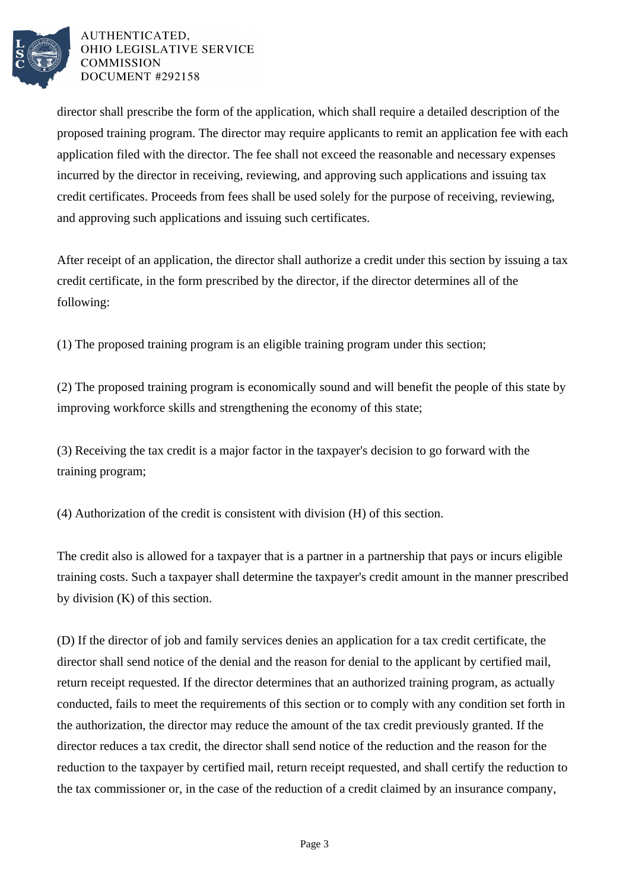director shall prescribe the form of the application, which shall require a detailed description of the proposed training program. The director may require applicants to remit an application fee with each application filed with the director. The fee shall not exceed the reasonable and necessary expenses incurred by the director in receiving, reviewing, and approving such applications and issuing tax credit certificates. Proceeds from fees shall be used solely for the purpose of receiving, reviewing, and approving such applications and issuing such certificates.

After receipt of an application, the director shall authorize a credit under this section by issuing a tax credit certificate, in the form prescribed by the director, if the director determines all of the following:

(1) The proposed training program is an eligible training program under this section;

(2) The proposed training program is economically sound and will benefit the people of this state by improving workforce skills and strengthening the economy of this state;

(3) Receiving the tax credit is a major factor in the taxpayer's decision to go forward with the training program;

(4) Authorization of the credit is consistent with division (H) of this section.

The credit also is allowed for a taxpayer that is a partner in a partnership that pays or incurs eligible training costs. Such a taxpayer shall determine the taxpayer's credit amount in the manner prescribed by division (K) of this section.

(D) If the director of job and family services denies an application for a tax credit certificate, the director shall send notice of the denial and the reason for denial to the applicant by certified mail, return receipt requested. If the director determines that an authorized training program, as actually conducted, fails to meet the requirements of this section or to comply with any condition set forth in the authorization, the director may reduce the amount of the tax credit previously granted. If the director reduces a tax credit, the director shall send notice of the reduction and the reason for the reduction to the taxpayer by certified mail, return receipt requested, and shall certify the reduction to the tax commissioner or, in the case of the reduction of a credit claimed by an insurance company,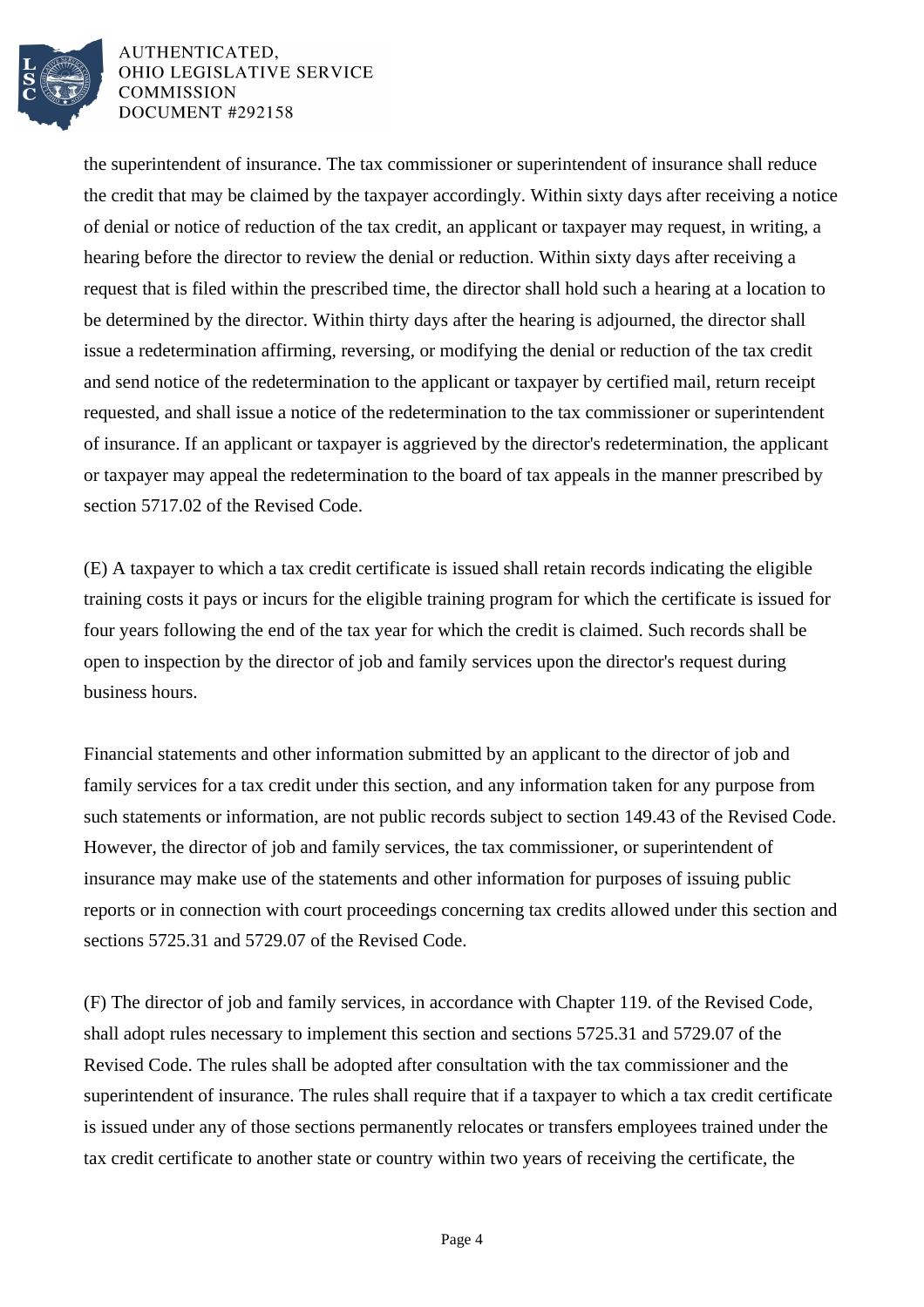the superintendent of insurance. The tax commissioner or superintendent of insurance shall reduce the credit that may be claimed by the taxpayer accordingly. Within sixty days after receiving a notice of denial or notice of reduction of the tax credit, an applicant or taxpayer may request, in writing, a hearing before the director to review the denial or reduction. Within sixty days after receiving a request that is filed within the prescribed time, the director shall hold such a hearing at a location to be determined by the director. Within thirty days after the hearing is adjourned, the director shall issue a redetermination affirming, reversing, or modifying the denial or reduction of the tax credit and send notice of the redetermination to the applicant or taxpayer by certified mail, return receipt requested, and shall issue a notice of the redetermination to the tax commissioner or superintendent of insurance. If an applicant or taxpayer is aggrieved by the director's redetermination, the applicant or taxpayer may appeal the redetermination to the board of tax appeals in the manner prescribed by section 5717.02 of the Revised Code.

(E) A taxpayer to which a tax credit certificate is issued shall retain records indicating the eligible training costs it pays or incurs for the eligible training program for which the certificate is issued for four years following the end of the tax year for which the credit is claimed. Such records shall be open to inspection by the director of job and family services upon the director's request during business hours.

Financial statements and other information submitted by an applicant to the director of job and family services for a tax credit under this section, and any information taken for any purpose from such statements or information, are not public records subject to section 149.43 of the Revised Code. However, the director of job and family services, the tax commissioner, or superintendent of insurance may make use of the statements and other information for purposes of issuing public reports or in connection with court proceedings concerning tax credits allowed under this section and sections 5725.31 and 5729.07 of the Revised Code.

(F) The director of job and family services, in accordance with Chapter 119. of the Revised Code, shall adopt rules necessary to implement this section and sections 5725.31 and 5729.07 of the Revised Code. The rules shall be adopted after consultation with the tax commissioner and the superintendent of insurance. The rules shall require that if a taxpayer to which a tax credit certificate is issued under any of those sections permanently relocates or transfers employees trained under the tax credit certificate to another state or country within two years of receiving the certificate, the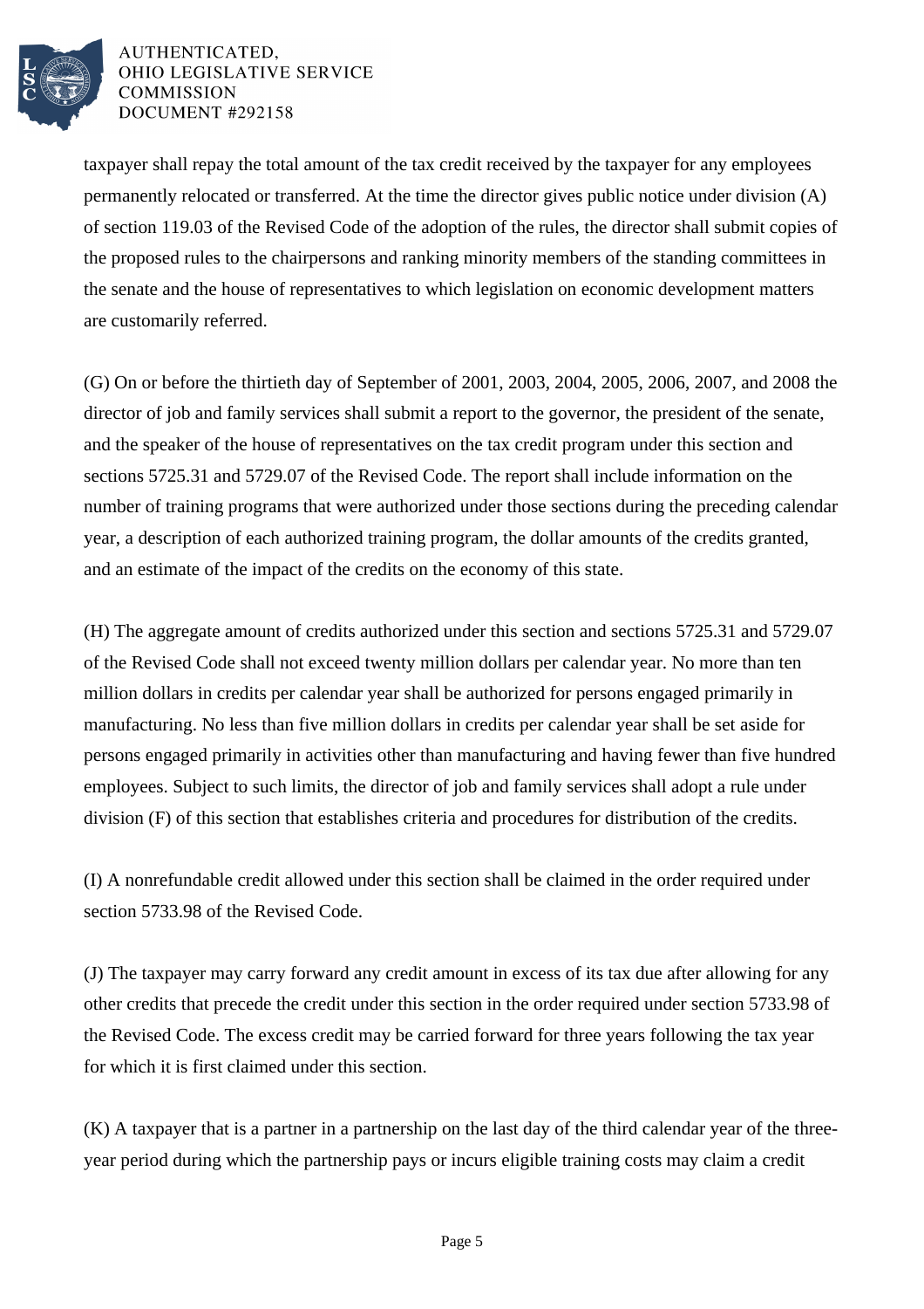taxpayer shall repay the total amount of the tax credit received by the taxpayer for any employees permanently relocated or transferred. At the time the director gives public notice under division (A) of section 119.03 of the Revised Code of the adoption of the rules, the director shall submit copies of the proposed rules to the chairpersons and ranking minority members of the standing committees in the senate and the house of representatives to which legislation on economic development matters are customarily referred.

(G) On or before the thirtieth day of September of 2001, 2003, 2004, 2005, 2006, 2007, and 2008 the director of job and family services shall submit a report to the governor, the president of the senate, and the speaker of the house of representatives on the tax credit program under this section and sections 5725.31 and 5729.07 of the Revised Code. The report shall include information on the number of training programs that were authorized under those sections during the preceding calendar year, a description of each authorized training program, the dollar amounts of the credits granted, and an estimate of the impact of the credits on the economy of this state.

(H) The aggregate amount of credits authorized under this section and sections 5725.31 and 5729.07 of the Revised Code shall not exceed twenty million dollars per calendar year. No more than ten million dollars in credits per calendar year shall be authorized for persons engaged primarily in manufacturing. No less than five million dollars in credits per calendar year shall be set aside for persons engaged primarily in activities other than manufacturing and having fewer than five hundred employees. Subject to such limits, the director of job and family services shall adopt a rule under division (F) of this section that establishes criteria and procedures for distribution of the credits.

(I) A nonrefundable credit allowed under this section shall be claimed in the order required under section 5733.98 of the Revised Code.

(J) The taxpayer may carry forward any credit amount in excess of its tax due after allowing for any other credits that precede the credit under this section in the order required under section 5733.98 of the Revised Code. The excess credit may be carried forward for three years following the tax year for which it is first claimed under this section.

(K) A taxpayer that is a partner in a partnership on the last day of the third calendar year of the three-year period during which the partnership pays or incurs eligible training costs may claim a credit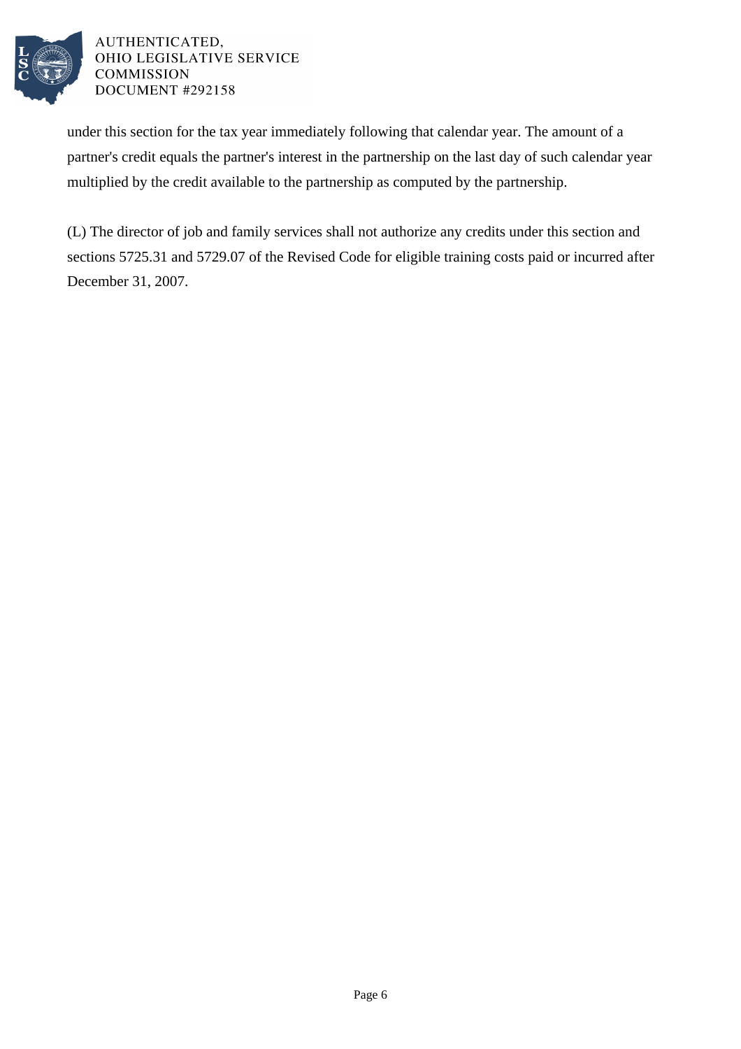under this section for the tax year immediately following that calendar year. The amount of a partner's credit equals the partner's interest in the partnership on the last day of such calendar year multiplied by the credit available to the partnership as computed by the partnership.

(L) The director of job and family services shall not authorize any credits under this section and sections 5725.31 and 5729.07 of the Revised Code for eligible training costs paid or incurred after December 31, 2007.